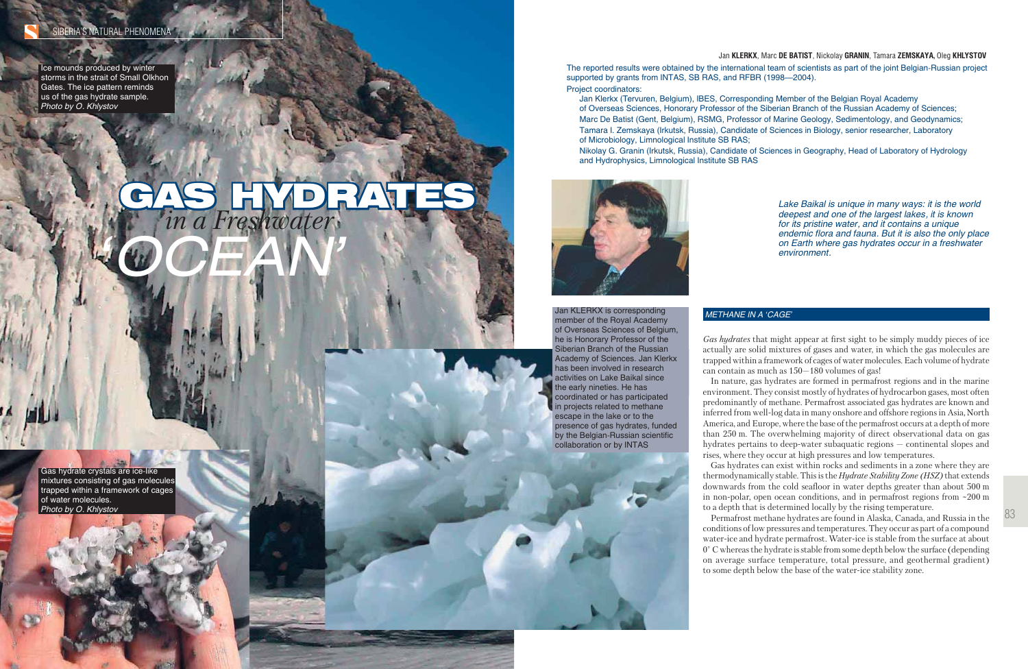# GAS HYDRATES *in a Freshwater* 'OCEAN'

Ice mounds produced by winter storms in the strait of Small Olkhon Gates. The ice pattern reminds us of the gas hydrate sample.
*Photo by O. Khlystov*

Gas hydrate crystals are ice-like mixtures consisting of gas molecules trapped within a framework of cages of water molecules.
*Photo by O. Khlystov*

Jan **KLERKX**, Marc **DE BATIST**, Nickolay **GRANIN**, Tamara **ZEMSKAYA**, Oleg **KHLYSTOV**

The reported results were obtained by the international team of scientists as part of the joint Belgian-Russian project supported by grants from INTAS, SB RAS, and RFBR (1998—2004).

Project coordinators:

Jan Klerkx (Tervuren, Belgium), IBES, Corresponding Member of the Belgian Royal Academy of Overseas Sciences, Honorary Professor of the Siberian Branch of the Russian Academy of Sciences;
Marc De Batist (Gent, Belgium), RSMG, Professor of Marine Geology, Sedimentology, and Geodynamics;
Tamara I. Zemskaya (Irkutsk, Russia), Candidate of Sciences in Biology, senior researcher, Laboratory of Microbiology, Limnological Institute SB RAS;
Nikolay G. Granin (Irkutsk, Russia), Candidate of Sciences in Geography, Head of Laboratory of Hydrology and Hydrophysics, Limnological Institute SB RAS

Jan KLERKX is corresponding member of the Royal Academy of Overseas Sciences of Belgium, he is Honorary Professor of the Siberian Branch of the Russian Academy of Sciences. Jan Klerkx has been involved in research activities on Lake Baikal since the early nineties. He has coordinated or has participated in projects related to methane escape in the lake or to the presence of gas hydrates, funded by the Belgian-Russian scientific collaboration or by INTAS

*Lake Baikal is unique in many ways: it is the world deepest and one of the largest lakes, it is known for its pristine water, and it contains a unique endemic flora and fauna. But it is also the only place on Earth where gas hydrates occur in a freshwater environment.*

## METHANE IN A 'CAGE'

*Gas hydrates* that might appear at first sight to be simply muddy pieces of ice actually are solid mixtures of gases and water, in which the gas molecules are trapped within a framework of cages of water molecules. Each volume of hydrate can contain as much as 150—180 volumes of gas!

In nature, gas hydrates are formed in permafrost regions and in the marine environment. They consist mostly of hydrates of hydrocarbon gases, most often predominantly of methane. Permafrost associated gas hydrates are known and inferred from well-log data in many onshore and offshore regions in Asia, North America, and Europe, where the base of the permafrost occurs at a depth of more than 250 m. The overwhelming majority of direct observational data on gas hydrates pertains to deep-water subaquatic regions — continental slopes and rises, where they occur at high pressures and low temperatures.

Gas hydrates can exist within rocks and sediments in a zone where they are thermodynamically stable. This is the *Hydrate Stability Zone (HSZ)* that extends downwards from the cold seafloor in water depths greater than about 500 m in non-polar, open ocean conditions, and in permafrost regions from ~200 m to a depth that is determined locally by the rising temperature.

Permafrost methane hydrates are found in Alaska, Canada, and Russia in the conditions of low pressures and temperatures. They occur as part of a compound water-ice and hydrate permafrost. Water-ice is stable from the surface at about 0° C whereas the hydrate is stable from some depth below the surface (depending on average surface temperature, total pressure, and geothermal gradient) to some depth below the base of the water-ice stability zone.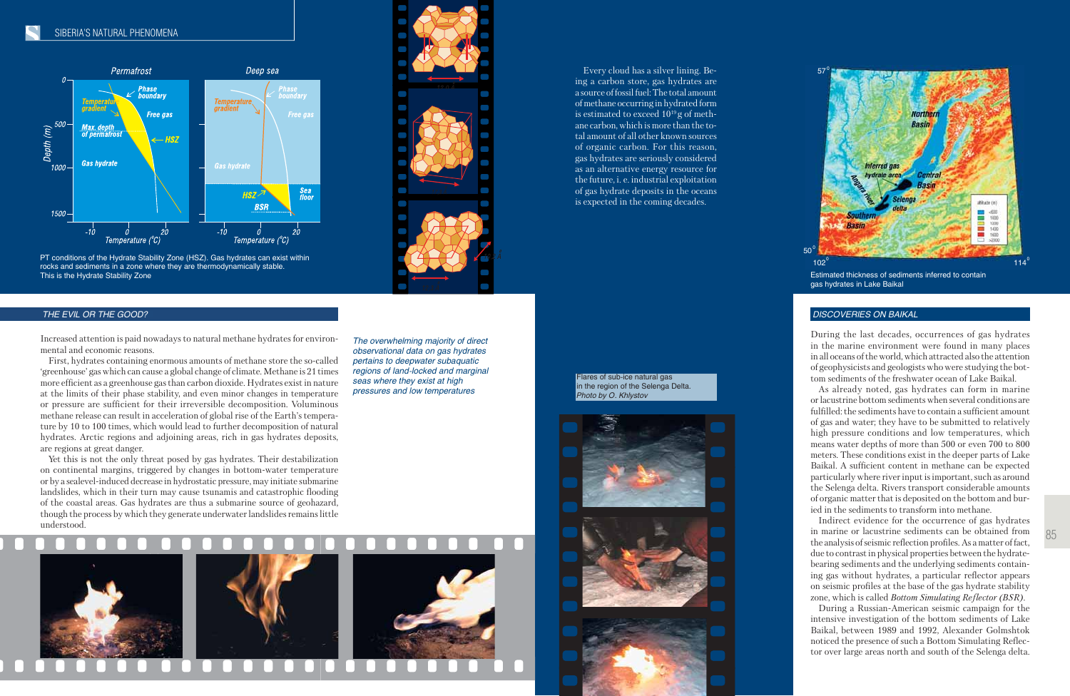PT conditions of the Hydrate Stability Zone (HSZ). Gas hydrates can exist within rocks and sediments in a zone where they are thermodynamically stable. This is the Hydrate Stability Zone

Every cloud has a silver lining. Being a carbon store, gas hydrates are a source of fossil fuel: The total amount of methane occurring in hydrated form is estimated to exceed $10^{19}$ g of methane carbon, which is more than the total amount of all other known sources of organic carbon. For this reason, gas hydrates are seriously considered as an alternative energy resource for the future, i. e. industrial exploitation of gas hydrate deposits in the oceans is expected in the coming decades.

Estimated thickness of sediments inferred to contain gas hydrates in Lake Baikal

## THE EVIL OR THE GOOD?

Increased attention is paid nowadays to natural methane hydrates for environmental and economic reasons.

First, hydrates containing enormous amounts of methane store the so-called 'greenhouse' gas which can cause a global change of climate. Methane is 21 times more efficient as a greenhouse gas than carbon dioxide. Hydrates exist in nature at the limits of their phase stability, and even minor changes in temperature or pressure are sufficient for their irreversible decomposition. Voluminous methane release can result in acceleration of global rise of the Earth's temperature by 10 to 100 times, which would lead to further decomposition of natural hydrates. Arctic regions and adjoining areas, rich in gas hydrates deposits, are regions at great danger.

Yet this is not the only threat posed by gas hydrates. Their destabilization on continental margins, triggered by changes in bottom-water temperature or by a sealevel-induced decrease in hydrostatic pressure, may initiate submarine landslides, which in their turn may cause tsunamis and catastrophic flooding of the coastal areas. Gas hydrates are thus a submarine source of geohazard, though the process by which they generate underwater landslides remains little understood.

*The overwhelming majority of direct observational data on gas hydrates pertains to deepwater subaquatic regions of land-locked and marginal seas where they exist at high pressures and low temperatures*

Flares of sub-ice natural gas in the region of the Selenga Delta. *Photo by O. Khlystov*

## DISCOVERIES ON BAIKAL

During the last decades, occurrences of gas hydrates in the marine environment were found in many places in all oceans of the world, which attracted also the attention of geophysicists and geologists who were studying the bottom sediments of the freshwater ocean of Lake Baikal.

As already noted, gas hydrates can form in marine or lacustrine bottom sediments when several conditions are fulfilled: the sediments have to contain a sufficient amount of gas and water; they have to be submitted to relatively high pressure conditions and low temperatures, which means water depths of more than 500 or even 700 to 800 meters. These conditions exist in the deeper parts of Lake Baikal. A sufficient content in methane can be expected particularly where river input is important, such as around the Selenga delta. Rivers transport considerable amounts of organic matter that is deposited on the bottom and buried in the sediments to transform into methane.

Indirect evidence for the occurrence of gas hydrates in marine or lacustrine sediments can be obtained from the analysis of seismic reflection profiles. As a matter of fact, due to contrast in physical properties between the hydrate-bearing sediments and the underlying sediments containing gas without hydrates, a particular reflector appears on seismic profiles at the base of the gas hydrate stability zone, which is called *Bottom Simulating Reflector (BSR)*.

During a Russian-American seismic campaign for the intensive investigation of the bottom sediments of Lake Baikal, between 1989 and 1992, Alexander Golmshtok noticed the presence of such a Bottom Simulating Reflector over large areas north and south of the Selenga delta.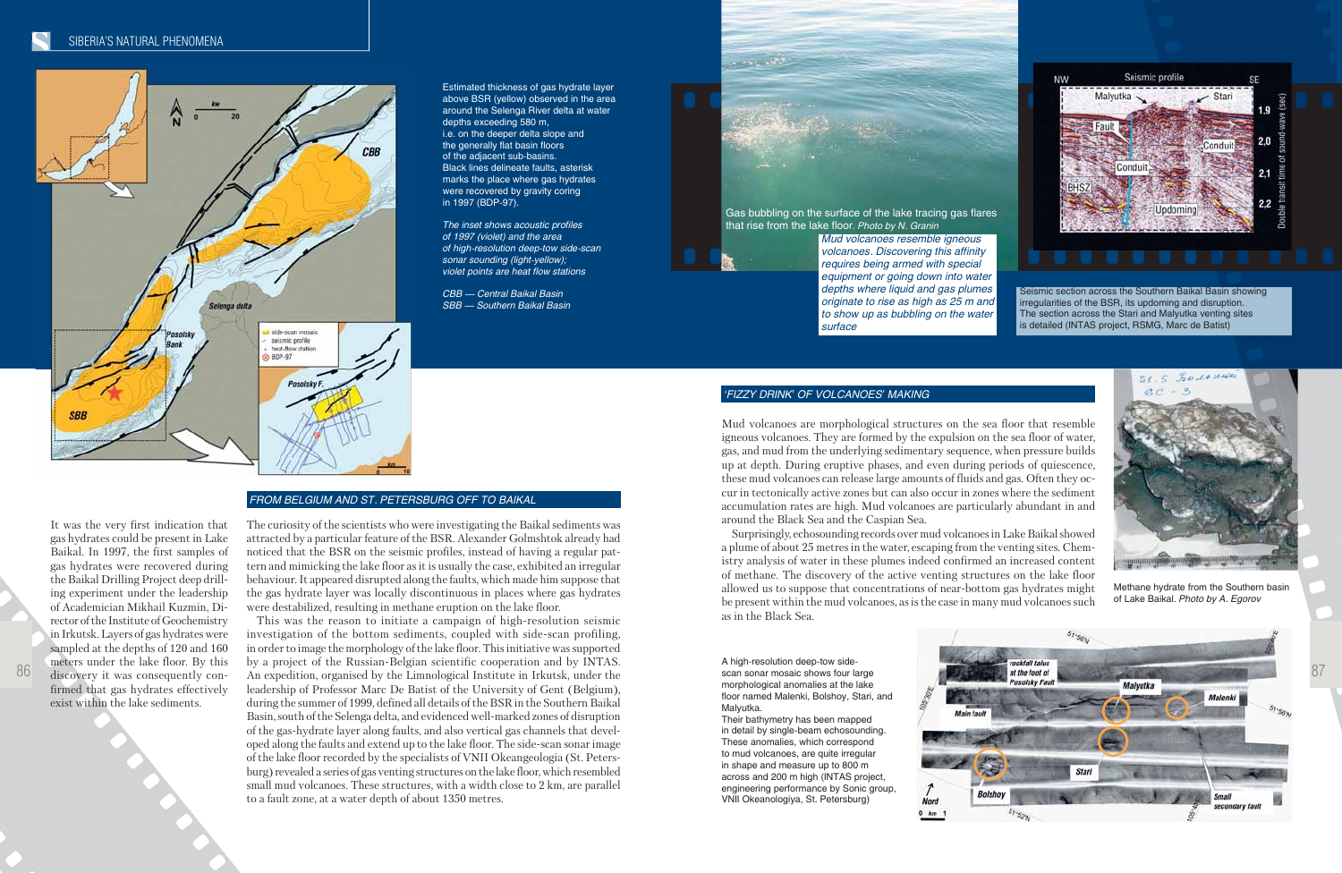Estimated thickness of gas hydrate layer above BSR (yellow) observed in the area around the Selenga River delta at water depths exceeding 580 m, i.e. on the deeper delta slope and the generally flat basin floors of the adjacent sub-basins. Black lines delineate faults, asterisk marks the place where gas hydrates were recovered by gravity coring in 1997 (BDP-97).

*The inset shows acoustic profiles of 1997 (violet) and the area of high-resolution deep-tow side-scan sonar sounding (light-yellow); violet points are heat flow stations*

*CBB — Central Baikal Basin*
*SBB — Southern Baikal Basin*

Gas bubbling on the surface of the lake tracing gas flares that rise from the lake floor. *Photo by N. Granin*

*Mud volcanoes resemble igneous volcanoes. Discovering this affinity requires being armed with special equipment or going down into water depths where liquid and gas plumes originate to rise as high as 25 m and to show up as bubbling on the water surface*

Seismic section across the Southern Baikal Basin showing irregularities of the BSR, its updoming and disruption. The section across the Stari and Malyutka venting sites is detailed (INTAS project, RSMG, Marc de Batist)

It was the very first indication that gas hydrates could be present in Lake Baikal. In 1997, the first samples of gas hydrates were recovered during the Baikal Drilling Project deep drilling experiment under the leadership of Academician Mikhail Kuzmin, Director of the Institute of Geochemistry in Irkutsk. Layers of gas hydrates were sampled at the depths of 120 and 160 meters under the lake floor. By this discovery it was consequently confirmed that gas hydrates effectively exist within the lake sediments.

## FROM BELGIUM AND ST. PETERSBURG OFF TO BAIKAL

The curiosity of the scientists who were investigating the Baikal sediments was attracted by a particular feature of the BSR. Alexander Golmshtok already had noticed that the BSR on the seismic profiles, instead of having a regular pattern and mimicking the lake floor as it is usually the case, exhibited an irregular behaviour. It appeared disrupted along the faults, which made him suppose that the gas hydrate layer was locally discontinuous in places where gas hydrates were destabilized, resulting in methane eruption on the lake floor.

This was the reason to initiate a campaign of high-resolution seismic investigation of the bottom sediments, coupled with side-scan profiling, in order to image the morphology of the lake floor. This initiative was supported by a project of the Russian-Belgian scientific cooperation and by INTAS. An expedition, organised by the Limnological Institute in Irkutsk, under the leadership of Professor Marc De Batist of the University of Gent (Belgium), during the summer of 1999, defined all details of the BSR in the Southern Baikal Basin, south of the Selenga delta, and evidenced well-marked zones of disruption of the gas-hydrate layer along faults, and also vertical gas channels that developed along the faults and extend up to the lake floor. The side-scan sonar image of the lake floor recorded by the specialists of VNII Okeangeologia (St. Petersburg) revealed a series of gas venting structures on the lake floor, which resembled small mud volcanoes. These structures, with a width close to 2 km, are parallel to a fault zone, at a water depth of about 1350 metres.

## 'FIZZY DRINK' OF VOLCANOES' MAKING

Mud volcanoes are morphological structures on the sea floor that resemble igneous volcanoes. They are formed by the expulsion on the sea floor of water, gas, and mud from the underlying sedimentary sequence, when pressure builds up at depth. During eruptive phases, and even during periods of quiescence, these mud volcanoes can release large amounts of fluids and gas. Often they occur in tectonically active zones but can also occur in zones where the sediment accumulation rates are high. Mud volcanoes are particularly abundant in and around the Black Sea and the Caspian Sea.

Surprisingly, echosounding records over mud volcanoes in Lake Baikal showed a plume of about 25 metres in the water, escaping from the venting sites. Chemistry analysis of water in these plumes indeed confirmed an increased content of methane. The discovery of the active venting structures on the lake floor allowed us to suppose that concentrations of near-bottom gas hydrates might be present within the mud volcanoes, as is the case in many mud volcanoes such as in the Black Sea.

Methane hydrate from the Southern basin of Lake Baikal. *Photo by A. Egorov*

A high-resolution deep-tow side-scan sonar mosaic shows four large morphological anomalies at the lake floor named Malenki, Bolshoy, Stari, and Malyutka.
Their bathymetry has been mapped in detail by single-beam echosounding. These anomalies, which correspond to mud volcanoes, are quite irregular in shape and measure up to 800 m across and 200 m high (INTAS project, engineering performance by Sonic group, VNII Okeanologiya, St. Petersburg)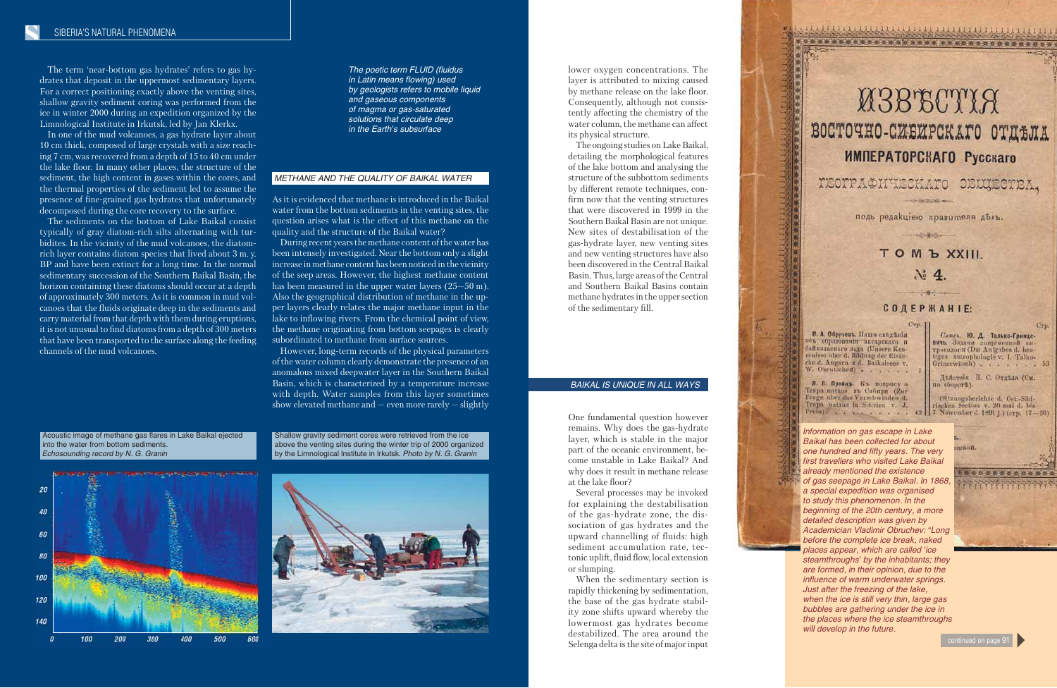The term 'near-bottom gas hydrates' refers to gas hydrates that deposit in the uppermost sedimentary layers. For a correct positioning exactly above the venting sites, shallow sediment coring was performed from the ice in winter 2000 during an expedition organized by the Limnological Institute in Irkutsk, led by Jan Klerkx.

In one of the mud volcanoes, a gas hydrate layer about 10 cm thick, composed of large crystals with a size reaching 7 cm, was recovered from a depth of 15 to 40 cm under the lake floor. In many other places, the structure of the sediment, the high content in gases within the cores, and the thermal properties of the sediment led to assume the presence of fine-grained gas hydrates that unfortunately decomposed during the core recovery to the surface.

The sediments on the bottom of Lake Baikal consist typically of gray diatom-rich silts alternating with turbidites. In the vicinity of the mud volcanoes, the diatom-rich layer contains diatom species that lived about 3 m. y. BP and have been extinct for a long time. In the normal sedimentary succession of the Southern Baikal Basin, the horizon containing these diatoms should occur at a depth of approximately 300 meters. As it is common in mud volcanoes that the fluids originate deep in the sediments and carry material from that depth with them during eruptions, it is not unusual to find diatoms from a depth of 300 meters that have been transported to the surface along the feeding channels of the mud volcanoes.

*The poetic term FLUID (fluidus in Latin means flowing) used by geologists refers to mobile liquid and gaseous components of magma or gas-saturated solutions that circulate deep in the Earth's subsurface*

## METHANE AND THE QUALITY OF BAIKAL WATER

As it is evidenced that methane is introduced in the Baikal water from the bottom sediments in the venting sites, the question arises what is the effect of this methane on the quality and the structure of the Baikal water?

During recent years the methane content of the water has been intensely investigated. Near the bottom only a slight increase in methane content has been noticed in the vicinity of the seep areas. However, the highest methane content has been measured in the upper water layers (25–50 m). Also the geographical distribution of methane in the upper layers clearly relates the major methane input in the lake to inflowing rivers. From the chemical point of view, the methane originating from bottom seepages is clearly subordinated to methane from surface sources.

However, long-term records of the physical parameters of the water column clearly demonstrate the presence of an anomalous mixed deepwater layer in the Southern Baikal Basin, which is characterized by a temperature increase with depth. Water samples from this layer sometimes show elevated methane and — even more rarely — slightly lower oxygen concentrations. The layer is attributed to mixing caused by methane release on the lake floor. Consequently, although not consistently affecting the chemistry of the water column, the methane can affect its physical structure.

The ongoing studies on Lake Baikal, detailing the morphological features of the lake bottom and analysing the structure of the subbottom sediments by different remote techniques, confirm now that the venting structures that were discovered in 1999 in the Southern Baikal Basin are not unique. New sites of destabilisation of the gas-hydrate layer, new venting sites and new venting structures have also been discovered in the Central Baikal Basin. Thus, large areas of the Central and Southern Baikal Basins contain methane hydrates in the upper section of the sedimentary fill.

Acoustic image of methane gas flares in Lake Baikal ejected into the water from bottom sediments. *Echosounding record by N. G. Granin*

Shallow gravity sediment cores were retrieved from the ice above the venting sites during the winter trip of 2000 organized by the Limnological Institute in Irkutsk. *Photo by N. G. Granin*

## BAIKAL IS UNIQUE IN ALL WAYS

One fundamental question however remains. Why does the gas-hydrate layer, which is stable in the major part of the oceanic environment, become unstable in Lake Baikal? And why does it result in methane release at the lake floor?

Several processes may be invoked for explaining the destabilisation of the gas-hydrate zone, the dissociation of gas hydrates and the upward channelling of fluids: high sediment accumulation rate, tectonic uplift, fluid flow, local extension or slumping.

When the sedimentary section is rapidly thickening by sedimentation, the base of the gas hydrate stability zone shifts upward whereby the lowermost gas hydrates become destabilized. The area around the Selenga delta is the site of major input

*Information on gas escape in Lake Baikal has been collected for about one hundred and fifty years. The very first travellers who visited Lake Baikal already mentioned the existence of gas seepage in Lake Baikal. In 1868, a special expedition was organised to study this phenomenon. In the beginning of the 20th century, a more detailed description was given by Academician Vladimir Obruchev: "Long before the complete ice break, naked places appear, which are called 'ice steamthroughs' by the inhabitants; they are formed, in their opinion, due to the influence of warm underwater springs. Just after the freezing of the lake, when the ice is still very thin, large gas bubbles are gathering under the ice in the places where the ice steamthroughs will develop in the future.*

continued on page 91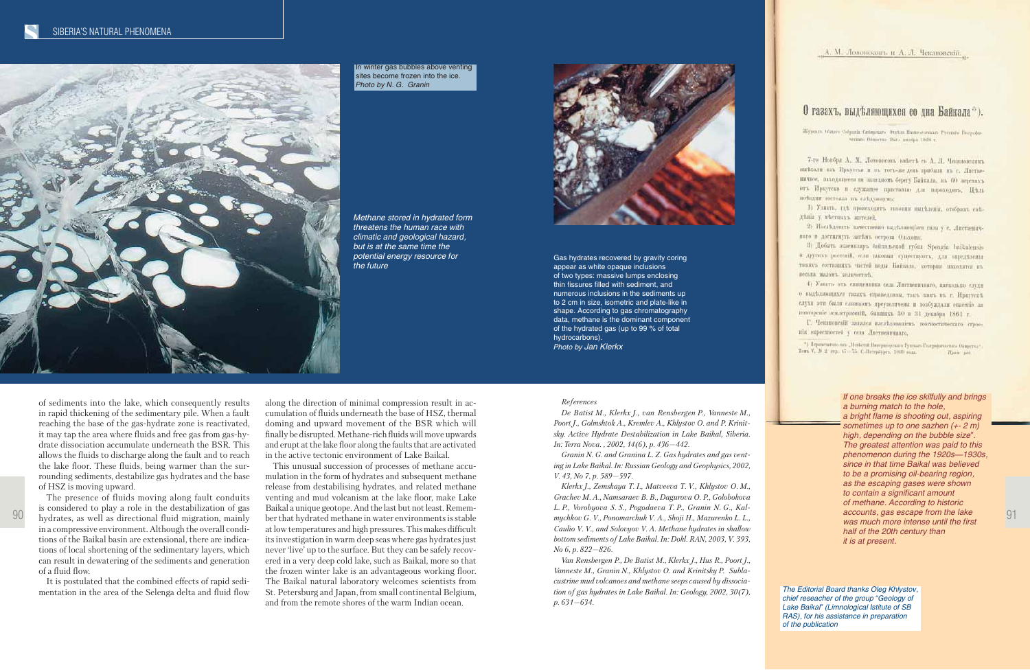In winter gas bubbles above venting sites become frozen into the ice.
*Photo by N. G. Granin*

*Methane stored in hydrated form threatens the human race with climatic and geological hazard, but is at the same time the potential energy resource for the future*

Gas hydrates recovered by gravity coring appear as white opaque inclusions of two types: massive lumps enclosing thin fissures filled with sediment, and numerous inclusions in the sediments up to 2 cm in size, isometric and plate-like in shape. According to gas chromatography data, methane is the dominant component of the hydrated gas (up to 99 % of total hydrocarbons).
*Photo by Jan Klerkx*

А. М. Лонохонсовъ и А. Л. Чекановскій.

## О газахъ, выдѣляющихся со дна Байкала*).

Журналъ Общаго Собранія Сибирскаго Отдѣла Императорскаго Русскаго Географическаго Общества 1861 г. января 1868 г.

7-го Ноября А. М. Лонохонсовъ вмѣстѣ съ А. Л. Чекановскимъ выѣхали изъ Иркутска и въ тотъ-же день прибыли въ с. Лиственичное, находящееся на западномъ берегу Байкала, въ 60 верстахъ отъ Иркутска и служащее пристанью для пароходовъ. Цѣль поѣздки состояла въ слѣдующемъ:

1) Узнать, гдѣ происходитъ газовыя выдѣленія, отобравъ свѣдѣнія у мѣстныхъ жителей,

2) Изслѣдовать качественно выдѣляющіеся газы у с. Лиственичнаго и достигнуть затѣмъ острова Ольхона,

3) Добыть экземпляръ байкальской губки Spongia baikalensis и другихъ растеній, если таковые существуютъ, для опредѣленія твердыхъ составныхъ частей воды Байкала, которыя находятся въ весьма маломъ количествѣ.

4) Узнать отъ священника села Лиственичнаго, насколько слухи о выдѣляющихся газахъ справедливы, такъ какъ въ г. Иркутскѣ слухи эти были слишкомъ преувеличены и возбуждали опасенія за повтореніе землетрясеній, бывшихъ 30 и 31 декабря 1861 г.

Г. Чекановскій занялся изслѣдованіемъ геогностическаго строенія окрестностей у села Лиственичнаго.

*) Перепечатано изъ „Извѣстій Императорскаго Русскаго Географическаго Общества", Томъ V, № 2 стр. 67—75. С.-Петербургъ 1869 года. Прим. ред.

of sediments into the lake, which consequently results in rapid thickening of the sedimentary pile. When a fault reaching the base of the gas-hydrate zone is reactivated, it may tap the area where fluids and free gas from gas-hydrate dissociation accumulate underneath the BSR. This allows the fluids to discharge along the fault and to reach the lake floor. These fluids, being warmer than the surrounding sediments, destabilize gas hydrates and the base of HSZ is moving upward.

The presence of fluids moving along fault conduits is considered to play a role in the destabilization of gas hydrates, as well as directional fluid migration, mainly in a compressive environment. Although the overall conditions of the Baikal basin are extensional, there are indications of local shortening of the sedimentary layers, which can result in dewatering of the sediments and generation of a fluid flow.

It is postulated that the combined effects of rapid sedimentation in the area of the Selenga delta and fluid flow along the direction of minimal compression result in accumulation of fluids underneath the base of HSZ, thermal doming and upward movement of the BSR which will finally be disrupted. Methane-rich fluids will move upwards and erupt at the lake floor along the faults that are activated in the active tectonic environment of Lake Baikal.

This unusual succession of processes of methane accumulation in the form of hydrates and subsequent methane release from destabilising hydrates, and related methane venting and mud volcanism at the lake floor, make Lake Baikal a unique geotope. And the last but not least. Remember that hydrated methane in water environments is stable at low temperatures and high pressures. This makes difficult its investigation in warm deep seas where gas hydrates just never 'live' up to the surface. But they can be safely recovered in a very deep cold lake, such as Baikal, more so that the frozen winter lake is an advantageous working floor. The Baikal natural laboratory welcomes scientists from St. Petersburg and Japan, from small continental Belgium, and from the remote shores of the warm Indian ocean.

*References*

*De Batist M., Klerkx J., van Rensbergen P., Vanneste M., Poort J., Golmshtok A., Kremlev A., Khlystov O. and P. Krinitsky. Active Hydrate Destabilization in Lake Baikal, Siberia. In: Terra Nova. , 2002, 14(6), p. 436—442.*

*Granin N. G. and Granina L. Z. Gas hydrates and gas venting in Lake Baikal. In: Russian Geology and Geophysics, 2002, V. 43, No 7, p. 589—597.*

*Klerkx J., Zemskaya T. I., Matveeva T. V., Khlystov O. M., Grachev M. A., Namsaraev B. B., Dagurova O. P., Golobokova L. P., Vorobyova S. S., Pogodaeva T. P., Granin N. G., Kalmychkov G. V., Ponomarchuk V. A., Shoji H., Mazurenko L. L., Caulio V. V., and Solovyov V. A. Methane hydrates in shallow bottom sediments of Lake Baikal. In: Dokl. RAN, 2003, V. 393, No 6, p. 822—826.*

*Van Rensbergen P., De Batist M., Klerkx J., Hus R., Poort J., Vanneste M., Granin N., Khlystov O. and Krinitsky P. Sublacustrine mud volcanoes and methane seeps caused by dissociation of gas hydrates in Lake Baikal. In: Geology, 2002, 30(7), p. 631—634.*

*If one breaks the ice skilfully and brings a burning match to the hole, a bright flame is shooting out, aspiring sometimes up to one sazhen (+- 2 m) high, depending on the bubble size". The greatest attention was paid to this phenomenon during the 1920s—1930s, since in that time Baikal was believed to be a promising oil-bearing region, as the escaping gases were shown to contain a significant amount of methane. According to historic accounts, gas escape from the lake was much more intense until the first half of the 20th century than it is at present.*

*The Editorial Board thanks Oleg Khlystov, chief reseacher of the group "Geology of Lake Baikal" (Limnological Istitute of SB RAS), for his assistance in preparation of the publication*